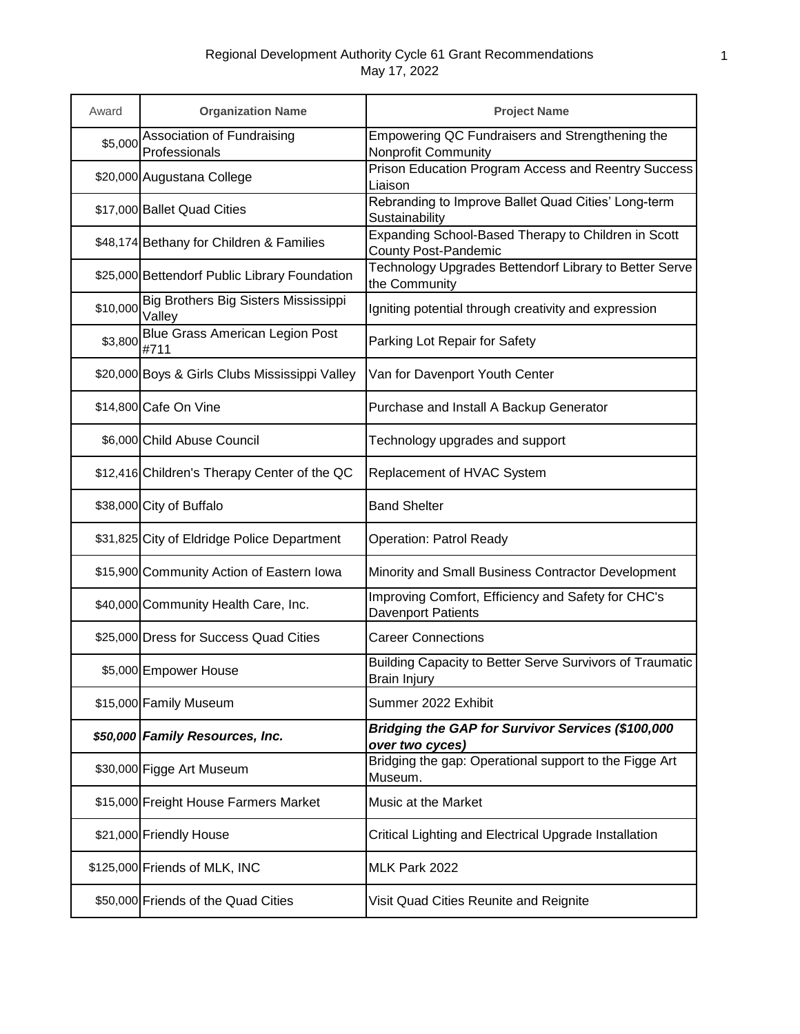# Regional Development Authority Cycle 61 Grant Recommendations

May 17, 2022

| Award | Organization Name | Project Name |
|---|---|---|
| $5,000 | Association of Fundraising Professionals | Empowering QC Fundraisers and Strengthening the Nonprofit Community |
| $20,000 | Augustana College | Prison Education Program Access and Reentry Success Liaison |
| $17,000 | Ballet Quad Cities | Rebranding to Improve Ballet Quad Cities' Long-term Sustainability |
| $48,174 | Bethany for Children & Families | Expanding School-Based Therapy to Children in Scott County Post-Pandemic |
| $25,000 | Bettendorf Public Library Foundation | Technology Upgrades Bettendorf Library to Better Serve the Community |
| $10,000 | Big Brothers Big Sisters Mississippi Valley | Igniting potential through creativity and expression |
| $3,800 | Blue Grass American Legion Post #711 | Parking Lot Repair for Safety |
| $20,000 | Boys & Girls Clubs Mississippi Valley | Van for Davenport Youth Center |
| $14,800 | Cafe On Vine | Purchase and Install A Backup Generator |
| $6,000 | Child Abuse Council | Technology upgrades and support |
| $12,416 | Children's Therapy Center of the QC | Replacement of HVAC System |
| $38,000 | City of Buffalo | Band Shelter |
| $31,825 | City of Eldridge Police Department | Operation: Patrol Ready |
| $15,900 | Community Action of Eastern Iowa | Minority and Small Business Contractor Development |
| $40,000 | Community Health Care, Inc. | Improving Comfort, Efficiency and Safety for CHC's Davenport Patients |
| $25,000 | Dress for Success Quad Cities | Career Connections |
| $5,000 | Empower House | Building Capacity to Better Serve Survivors of Traumatic Brain Injury |
| $15,000 | Family Museum | Summer 2022 Exhibit |
| ***$50,000*** | ***Family Resources, Inc.*** | ***Bridging the GAP for Survivor Services ($100,000 over two cyces)*** |
| $30,000 | Figge Art Museum | Bridging the gap: Operational support to the Figge Art Museum. |
| $15,000 | Freight House Farmers Market | Music at the Market |
| $21,000 | Friendly House | Critical Lighting and Electrical Upgrade Installation |
| $125,000 | Friends of MLK, INC | MLK Park 2022 |
| $50,000 | Friends of the Quad Cities | Visit Quad Cities Reunite and Reignite |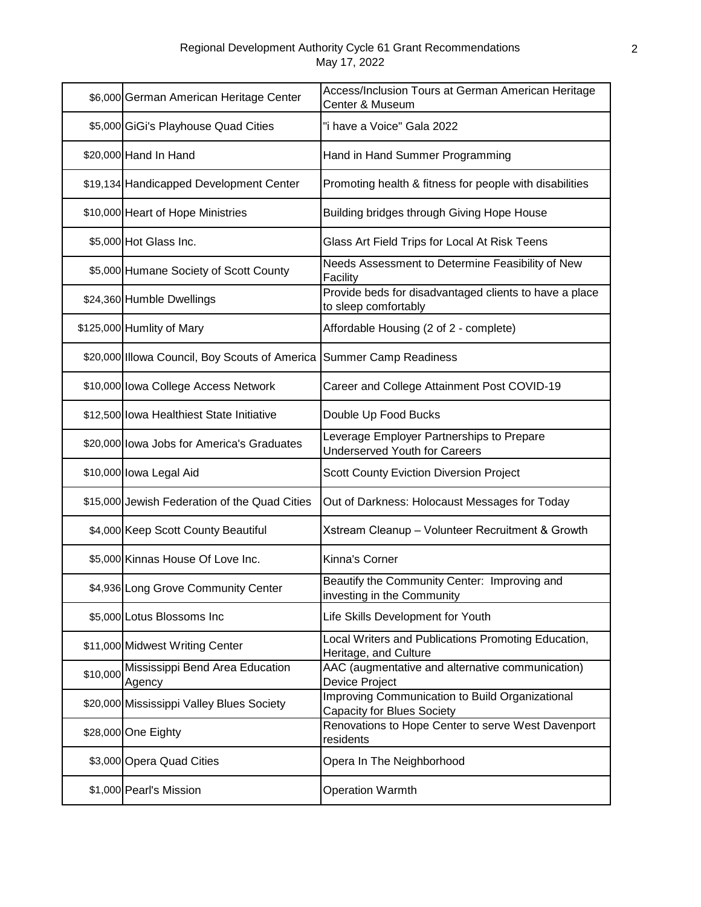Regional Development Authority Cycle 61 Grant Recommendations
May 17, 2022

| | | |
|---|---|---|
| $6,000 | German American Heritage Center | Access/Inclusion Tours at German American Heritage Center & Museum |
| $5,000 | GiGi's Playhouse Quad Cities | "i have a Voice" Gala 2022 |
| $20,000 | Hand In Hand | Hand in Hand Summer Programming |
| $19,134 | Handicapped Development Center | Promoting health & fitness for people with disabilities |
| $10,000 | Heart of Hope Ministries | Building bridges through Giving Hope House |
| $5,000 | Hot Glass Inc. | Glass Art Field Trips for Local At Risk Teens |
| $5,000 | Humane Society of Scott County | Needs Assessment to Determine Feasibility of New Facility |
| $24,360 | Humble Dwellings | Provide beds for disadvantaged clients to have a place to sleep comfortably |
| $125,000 | Humlity of Mary | Affordable Housing (2 of 2 - complete) |
| $20,000 | Illowa Council, Boy Scouts of America | Summer Camp Readiness |
| $10,000 | Iowa College Access Network | Career and College Attainment Post COVID-19 |
| $12,500 | Iowa Healthiest State Initiative | Double Up Food Bucks |
| $20,000 | Iowa Jobs for America's Graduates | Leverage Employer Partnerships to Prepare Underserved Youth for Careers |
| $10,000 | Iowa Legal Aid | Scott County Eviction Diversion Project |
| $15,000 | Jewish Federation of the Quad Cities | Out of Darkness: Holocaust Messages for Today |
| $4,000 | Keep Scott County Beautiful | Xstream Cleanup – Volunteer Recruitment & Growth |
| $5,000 | Kinnas House Of Love Inc. | Kinna's Corner |
| $4,936 | Long Grove Community Center | Beautify the Community Center: Improving and investing in the Community |
| $5,000 | Lotus Blossoms Inc | Life Skills Development for Youth |
| $11,000 | Midwest Writing Center | Local Writers and Publications Promoting Education, Heritage, and Culture |
| $10,000 | Mississippi Bend Area Education Agency | AAC (augmentative and alternative communication) Device Project |
| $20,000 | Mississippi Valley Blues Society | Improving Communication to Build Organizational Capacity for Blues Society |
| $28,000 | One Eighty | Renovations to Hope Center to serve West Davenport residents |
| $3,000 | Opera Quad Cities | Opera In The Neighborhood |
| $1,000 | Pearl's Mission | Operation Warmth |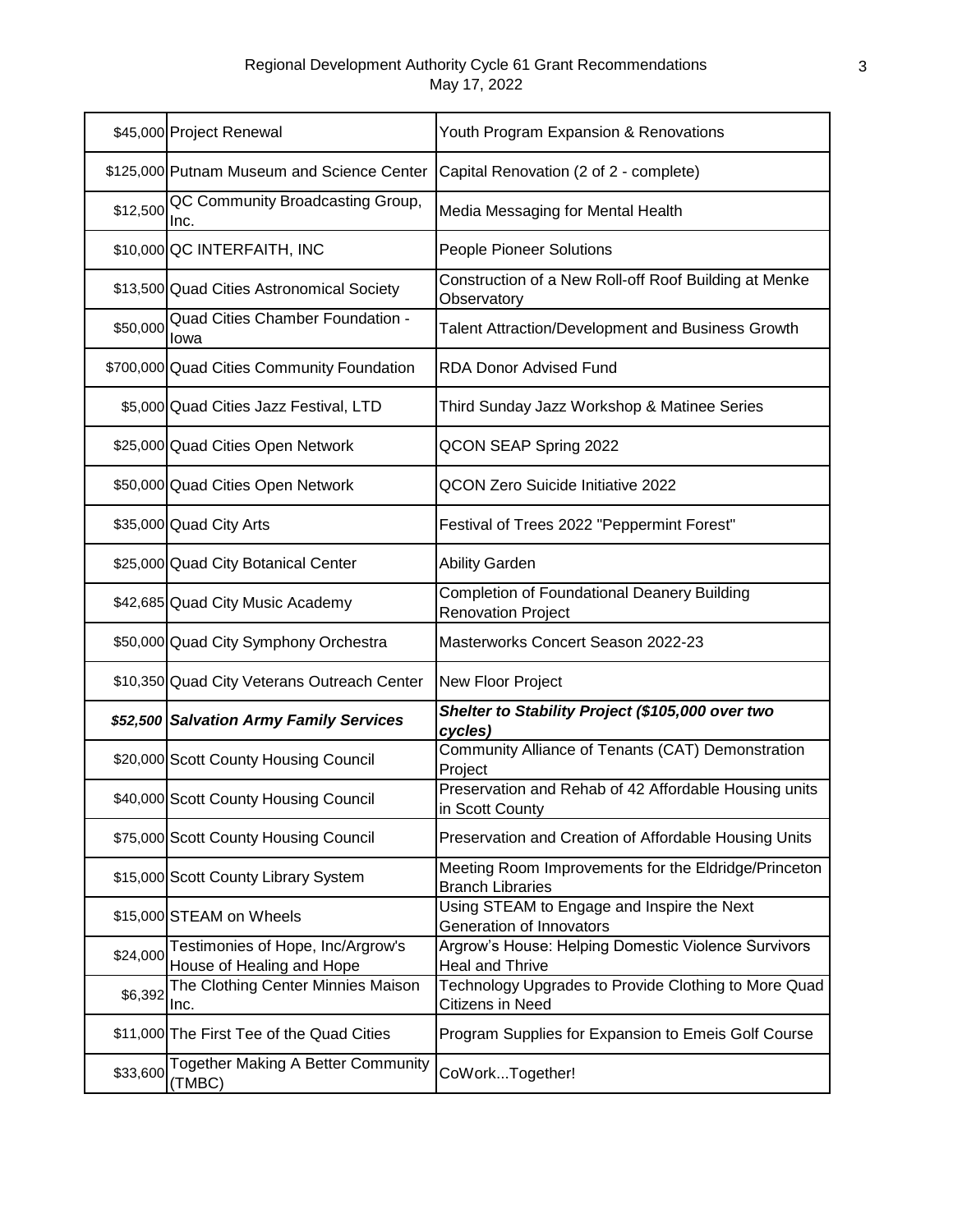| | | |
|---|---|---|
| $45,000 | Project Renewal | Youth Program Expansion & Renovations |
| $125,000 | Putnam Museum and Science Center | Capital Renovation (2 of 2 - complete) |
| $12,500 | QC Community Broadcasting Group, Inc. | Media Messaging for Mental Health |
| $10,000 | QC INTERFAITH, INC | People Pioneer Solutions |
| $13,500 | Quad Cities Astronomical Society | Construction of a New Roll-off Roof Building at Menke Observatory |
| $50,000 | Quad Cities Chamber Foundation - Iowa | Talent Attraction/Development and Business Growth |
| $700,000 | Quad Cities Community Foundation | RDA Donor Advised Fund |
| $5,000 | Quad Cities Jazz Festival, LTD | Third Sunday Jazz Workshop & Matinee Series |
| $25,000 | Quad Cities Open Network | QCON SEAP Spring 2022 |
| $50,000 | Quad Cities Open Network | QCON Zero Suicide Initiative 2022 |
| $35,000 | Quad City Arts | Festival of Trees 2022 "Peppermint Forest" |
| $25,000 | Quad City Botanical Center | Ability Garden |
| $42,685 | Quad City Music Academy | Completion of Foundational Deanery Building Renovation Project |
| $50,000 | Quad City Symphony Orchestra | Masterworks Concert Season 2022-23 |
| $10,350 | Quad City Veterans Outreach Center | New Floor Project |
| ***$52,500*** | ***Salvation Army Family Services*** | ***Shelter to Stability Project ($105,000 over two cycles)*** |
| $20,000 | Scott County Housing Council | Community Alliance of Tenants (CAT) Demonstration Project |
| $40,000 | Scott County Housing Council | Preservation and Rehab of 42 Affordable Housing units in Scott County |
| $75,000 | Scott County Housing Council | Preservation and Creation of Affordable Housing Units |
| $15,000 | Scott County Library System | Meeting Room Improvements for the Eldridge/Princeton Branch Libraries |
| $15,000 | STEAM on Wheels | Using STEAM to Engage and Inspire the Next Generation of Innovators |
| $24,000 | Testimonies of Hope, Inc/Argrow's House of Healing and Hope | Argrow's House: Helping Domestic Violence Survivors Heal and Thrive |
| $6,392 | The Clothing Center Minnies Maison Inc. | Technology Upgrades to Provide Clothing to More Quad Citizens in Need |
| $11,000 | The First Tee of the Quad Cities | Program Supplies for Expansion to Emeis Golf Course |
| $33,600 | Together Making A Better Community (TMBC) | CoWork...Together! |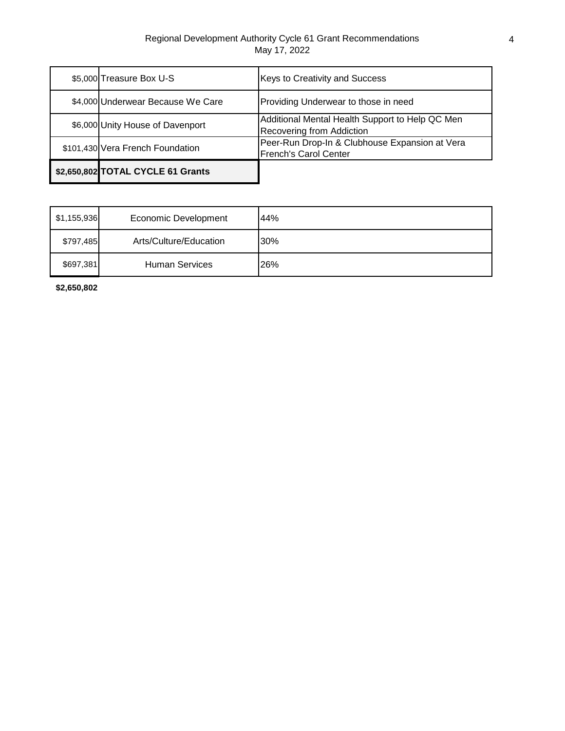| | | |
|---|---|---|
| $5,000 | Treasure Box U-S | Keys to Creativity and Success |
| $4,000 | Underwear Because We Care | Providing Underwear to those in need |
| $6,000 | Unity House of Davenport | Additional Mental Health Support to Help QC Men Recovering from Addiction |
| $101,430 | Vera French Foundation | Peer-Run Drop-In & Clubhouse Expansion at Vera French's Carol Center |
| **$2,650,802** | **TOTAL CYCLE 61 Grants** | |

| | | |
|---|---|---|
| $1,155,936 | Economic Development | 44% |
| $797,485 | Arts/Culture/Education | 30% |
| $697,381 | Human Services | 26% |
| **$2,650,802** | | |